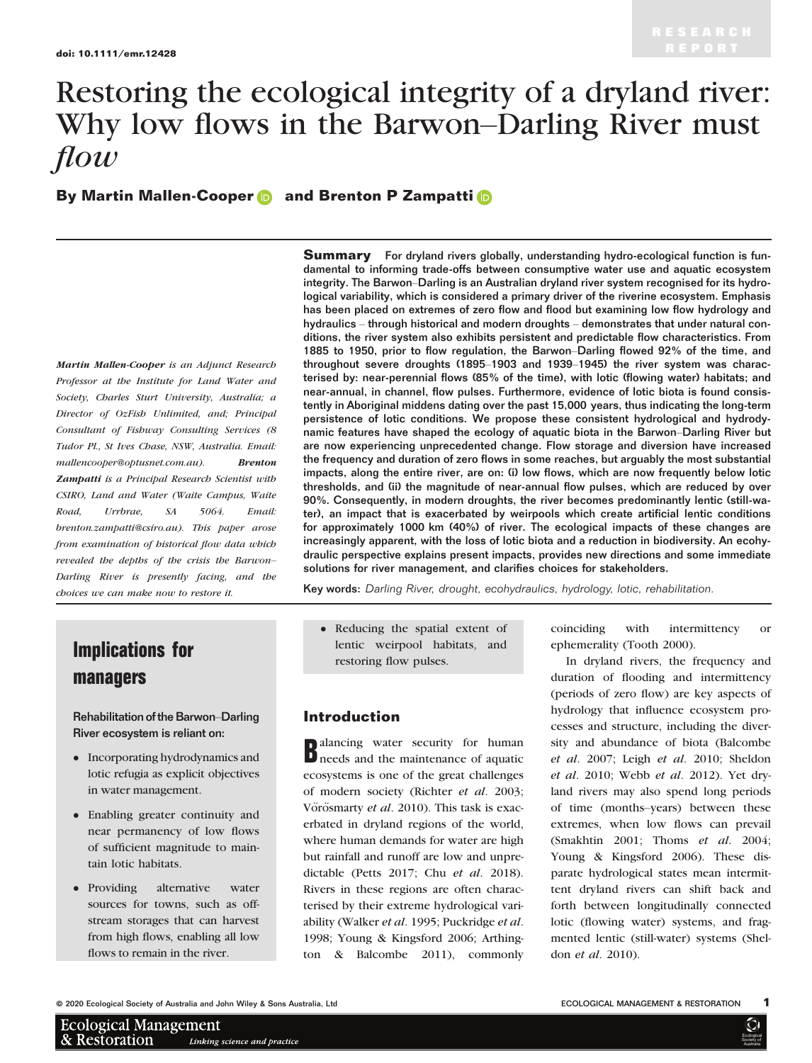doi: 10.1111/emr.12428

RESEARCH REPORT

# Restoring the ecological integrity of a dryland river: Why low flows in the Barwon–Darling River must *flow*

**By Martin Mallen-Cooper and Brenton P Zampatti**

***Martin Mallen-Cooper*** *is an Adjunct Research Professor at the Institute for Land Water and Society, Charles Sturt University, Australia; a Director of OzFish Unlimited, and; Principal Consultant of Fishway Consulting Services (8 Tudor Pl., St Ives Chase, NSW, Australia. Email: mallencooper@optusnet.com.au).* ***Brenton Zampatti*** *is a Principal Research Scientist with CSIRO, Land and Water (Waite Campus, Waite Road, Urrbrae, SA 5064. Email: brenton.zampatti@csiro.au). This paper arose from examination of historical flow data which revealed the depths of the crisis the Barwon–Darling River is presently facing, and the choices we can make now to restore it.*

**Summary** For dryland rivers globally, understanding hydro-ecological function is fundamental to informing trade-offs between consumptive water use and aquatic ecosystem integrity. The Barwon–Darling is an Australian dryland river system recognised for its hydrological variability, which is considered a primary driver of the riverine ecosystem. Emphasis has been placed on extremes of zero flow and flood but examining low flow hydrology and hydraulics – through historical and modern droughts – demonstrates that under natural conditions, the river system also exhibits persistent and predictable flow characteristics. From 1885 to 1950, prior to flow regulation, the Barwon–Darling flowed 92% of the time, and throughout severe droughts (1895–1903 and 1939–1945) the river system was characterised by: near-perennial flows (85% of the time), with lotic (flowing water) habitats; and near-annual, in channel, flow pulses. Furthermore, evidence of lotic biota is found consistently in Aboriginal middens dating over the past 15,000 years, thus indicating the long-term persistence of lotic conditions. We propose these consistent hydrological and hydrodynamic features have shaped the ecology of aquatic biota in the Barwon–Darling River but are now experiencing unprecedented change. Flow storage and diversion have increased the frequency and duration of zero flows in some reaches, but arguably the most substantial impacts, along the entire river, are on: (i) low flows, which are now frequently below lotic thresholds, and (ii) the magnitude of near-annual flow pulses, which are reduced by over 90%. Consequently, in modern droughts, the river becomes predominantly lentic (still-water), an impact that is exacerbated by weirpools which create artificial lentic conditions for approximately 1000 km (40%) of river. The ecological impacts of these changes are increasingly apparent, with the loss of lotic biota and a reduction in biodiversity. An ecohydraulic perspective explains present impacts, provides new directions and some immediate solutions for river management, and clarifies choices for stakeholders.

**Key words:** *Darling River, drought, ecohydraulics, hydrology, lotic, rehabilitation.*

## Implications for managers

**Rehabilitation of the Barwon–Darling River ecosystem is reliant on:**

- Incorporating hydrodynamics and lotic refugia as explicit objectives in water management.
- Enabling greater continuity and near permanency of low flows of sufficient magnitude to maintain lotic habitats.
- Providing alternative water sources for towns, such as off-stream storages that can harvest from high flows, enabling all low flows to remain in the river.
- Reducing the spatial extent of lentic weirpool habitats, and restoring flow pulses.

## Introduction

Balancing water security for human needs and the maintenance of aquatic ecosystems is one of the great challenges of modern society (Richter *et al*. 2003; Vőrősmarty *et al*. 2010). This task is exacerbated in dryland regions of the world, where human demands for water are high but rainfall and runoff are low and unpredictable (Petts 2017; Chu *et al*. 2018). Rivers in these regions are often characterised by their extreme hydrological variability (Walker *et al*. 1995; Puckridge *et al*. 1998; Young & Kingsford 2006; Arthington & Balcombe 2011), commonly coinciding with intermittency or ephemerality (Tooth 2000).

In dryland rivers, the frequency and duration of flooding and intermittency (periods of zero flow) are key aspects of hydrology that influence ecosystem processes and structure, including the diversity and abundance of biota (Balcombe *et al*. 2007; Leigh *et al*. 2010; Sheldon *et al*. 2010; Webb *et al*. 2012). Yet dryland rivers may also spend long periods of time (months–years) between these extremes, when low flows can prevail (Smakhtin 2001; Thoms *et al*. 2004; Young & Kingsford 2006). These disparate hydrological states mean intermittent dryland rivers can shift back and forth between longitudinally connected lotic (flowing water) systems, and fragmented lentic (still-water) systems (Sheldon *et al*. 2010).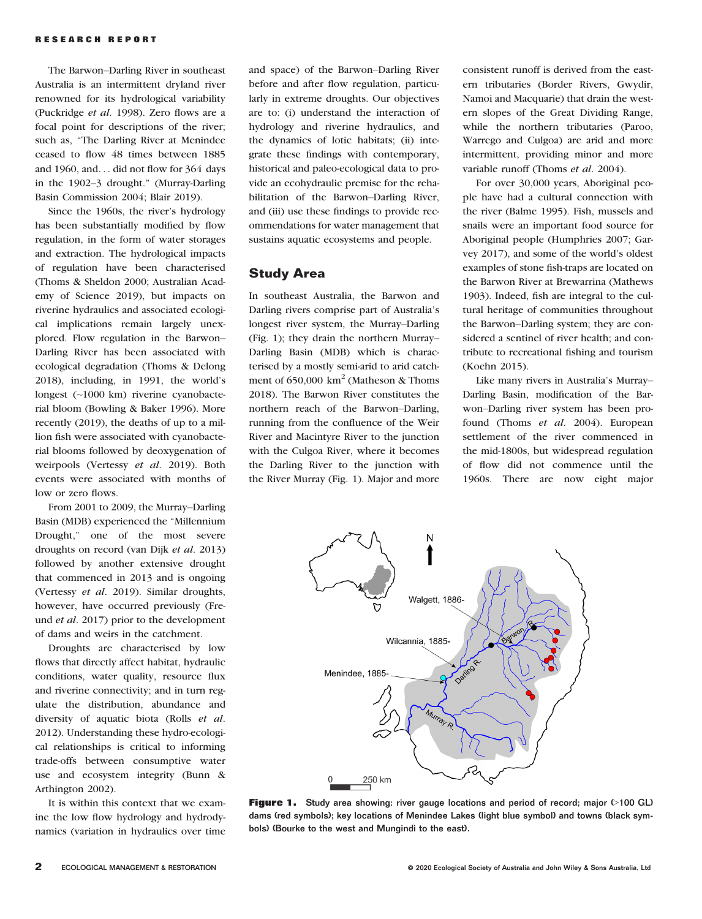The Barwon–Darling River in southeast Australia is an intermittent dryland river renowned for its hydrological variability (Puckridge *et al*. 1998). Zero flows are a focal point for descriptions of the river; such as, "The Darling River at Menindee ceased to flow 48 times between 1885 and 1960, and… did not flow for 364 days in the 1902–3 drought." (Murray-Darling Basin Commission 2004; Blair 2019).

Since the 1960s, the river's hydrology has been substantially modified by flow regulation, in the form of water storages and extraction. The hydrological impacts of regulation have been characterised (Thoms & Sheldon 2000; Australian Academy of Science 2019), but impacts on riverine hydraulics and associated ecological implications remain largely unexplored. Flow regulation in the Barwon–Darling River has been associated with ecological degradation (Thoms & Delong 2018), including, in 1991, the world's longest (~1000 km) riverine cyanobacterial bloom (Bowling & Baker 1996). More recently (2019), the deaths of up to a million fish were associated with cyanobacterial blooms followed by deoxygenation of weirpools (Vertessy *et al*. 2019). Both events were associated with months of low or zero flows.

From 2001 to 2009, the Murray–Darling Basin (MDB) experienced the "Millennium Drought," one of the most severe droughts on record (van Dijk *et al*. 2013) followed by another extensive drought that commenced in 2013 and is ongoing (Vertessy *et al*. 2019). Similar droughts, however, have occurred previously (Freund *et al*. 2017) prior to the development of dams and weirs in the catchment.

Droughts are characterised by low flows that directly affect habitat, hydraulic conditions, water quality, resource flux and riverine connectivity; and in turn regulate the distribution, abundance and diversity of aquatic biota (Rolls *et al*. 2012). Understanding these hydro-ecological relationships is critical to informing trade-offs between consumptive water use and ecosystem integrity (Bunn & Arthington 2002).

It is within this context that we examine the low flow hydrology and hydrodynamics (variation in hydraulics over time and space) of the Barwon–Darling River before and after flow regulation, particularly in extreme droughts. Our objectives are to: (i) understand the interaction of hydrology and riverine hydraulics, and the dynamics of lotic habitats; (ii) integrate these findings with contemporary, historical and paleo-ecological data to provide an ecohydraulic premise for the rehabilitation of the Barwon–Darling River, and (iii) use these findings to provide recommendations for water management that sustains aquatic ecosystems and people.

## Study Area

In southeast Australia, the Barwon and Darling rivers comprise part of Australia's longest river system, the Murray–Darling (Fig. 1); they drain the northern Murray–Darling Basin (MDB) which is characterised by a mostly semi-arid to arid catchment of 650,000 km$^2$ (Matheson & Thoms 2018). The Barwon River constitutes the northern reach of the Barwon–Darling, running from the confluence of the Weir River and Macintyre River to the junction with the Culgoa River, where it becomes the Darling River to the junction with the River Murray (Fig. 1). Major and more consistent runoff is derived from the eastern tributaries (Border Rivers, Gwydir, Namoi and Macquarie) that drain the western slopes of the Great Dividing Range, while the northern tributaries (Paroo, Warrego and Culgoa) are arid and more intermittent, providing minor and more variable runoff (Thoms *et al*. 2004).

For over 30,000 years, Aboriginal people have had a cultural connection with the river (Balme 1995). Fish, mussels and snails were an important food source for Aboriginal people (Humphries 2007; Garvey 2017), and some of the world's oldest examples of stone fish-traps are located on the Barwon River at Brewarrina (Mathews 1903). Indeed, fish are integral to the cultural heritage of communities throughout the Barwon–Darling system; they are considered a sentinel of river health; and contribute to recreational fishing and tourism (Koehn 2015).

Like many rivers in Australia's Murray–Darling Basin, modification of the Barwon–Darling river system has been profound (Thoms *et al*. 2004). European settlement of the river commenced in the mid-1800s, but widespread regulation of flow did not commence until the 1960s. There are now eight major

**Figure 1.** Study area showing: river gauge locations and period of record; major (>100 GL) dams (red symbols); key locations of Menindee Lakes (light blue symbol) and towns (black symbols) (Bourke to the west and Mungindi to the east).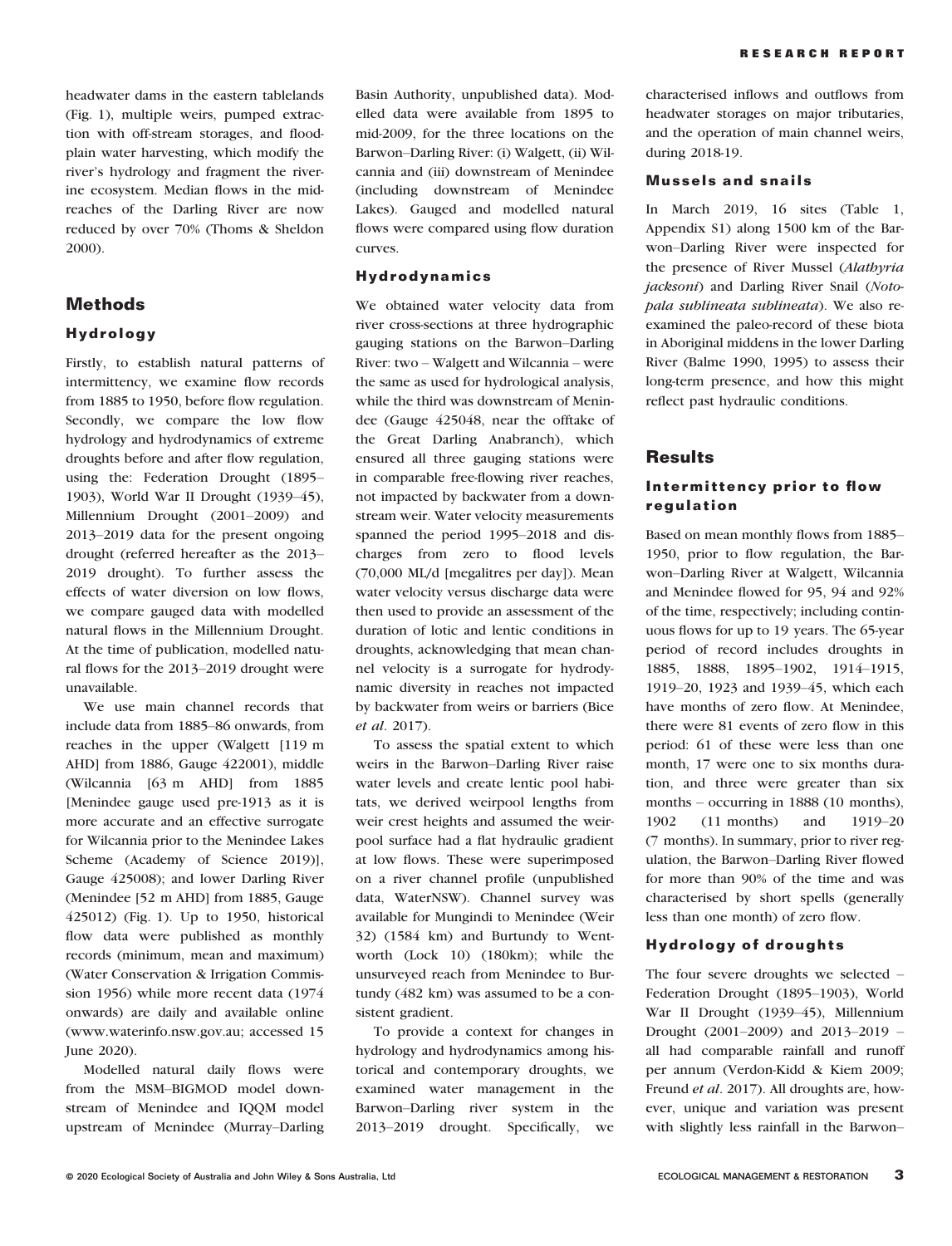headwater dams in the eastern tablelands (Fig. 1), multiple weirs, pumped extraction with off-stream storages, and floodplain water harvesting, which modify the river's hydrology and fragment the riverine ecosystem. Median flows in the mid-reaches of the Darling River are now reduced by over 70% (Thoms & Sheldon 2000).

## Methods

### Hydrology

Firstly, to establish natural patterns of intermittency, we examine flow records from 1885 to 1950, before flow regulation. Secondly, we compare the low flow hydrology and hydrodynamics of extreme droughts before and after flow regulation, using the: Federation Drought (1895–1903), World War II Drought (1939–45), Millennium Drought (2001–2009) and 2013–2019 data for the present ongoing drought (referred hereafter as the 2013–2019 drought). To further assess the effects of water diversion on low flows, we compare gauged data with modelled natural flows in the Millennium Drought. At the time of publication, modelled natural flows for the 2013–2019 drought were unavailable.

We use main channel records that include data from 1885–86 onwards, from reaches in the upper (Walgett [119 m AHD] from 1886, Gauge 422001), middle (Wilcannia [63 m AHD] from 1885 [Menindee gauge used pre-1913 as it is more accurate and an effective surrogate for Wilcannia prior to the Menindee Lakes Scheme (Academy of Science 2019)], Gauge 425008); and lower Darling River (Menindee [52 m AHD] from 1885, Gauge 425012) (Fig. 1). Up to 1950, historical flow data were published as monthly records (minimum, mean and maximum) (Water Conservation & Irrigation Commission 1956) while more recent data (1974 onwards) are daily and available online (www.waterinfo.nsw.gov.au; accessed 15 June 2020).

Modelled natural daily flows were from the MSM–BIGMOD model downstream of Menindee and IQQM model upstream of Menindee (Murray–Darling Basin Authority, unpublished data). Modelled data were available from 1895 to mid-2009, for the three locations on the Barwon–Darling River: (i) Walgett, (ii) Wilcannia and (iii) downstream of Menindee (including downstream of Menindee Lakes). Gauged and modelled natural flows were compared using flow duration curves.

### Hydrodynamics

We obtained water velocity data from river cross-sections at three hydrographic gauging stations on the Barwon–Darling River: two – Walgett and Wilcannia – were the same as used for hydrological analysis, while the third was downstream of Menindee (Gauge 425048, near the offtake of the Great Darling Anabranch), which ensured all three gauging stations were in comparable free-flowing river reaches, not impacted by backwater from a downstream weir. Water velocity measurements spanned the period 1995–2018 and discharges from zero to flood levels (70,000 ML/d [megalitres per day]). Mean water velocity versus discharge data were then used to provide an assessment of the duration of lotic and lentic conditions in droughts, acknowledging that mean channel velocity is a surrogate for hydrodynamic diversity in reaches not impacted by backwater from weirs or barriers (Bice *et al*. 2017).

To assess the spatial extent to which weirs in the Barwon–Darling River raise water levels and create lentic pool habitats, we derived weirpool lengths from weir crest heights and assumed the weirpool surface had a flat hydraulic gradient at low flows. These were superimposed on a river channel profile (unpublished data, WaterNSW). Channel survey was available for Mungindi to Menindee (Weir 32) (1584 km) and Burtundy to Wentworth (Lock 10) (180km); while the unsurveyed reach from Menindee to Burtundy (482 km) was assumed to be a consistent gradient.

To provide a context for changes in hydrology and hydrodynamics among historical and contemporary droughts, we examined water management in the Barwon–Darling river system in the 2013–2019 drought. Specifically, we characterised inflows and outflows from headwater storages on major tributaries, and the operation of main channel weirs, during 2018-19.

### Mussels and snails

In March 2019, 16 sites (Table 1, Appendix S1) along 1500 km of the Barwon–Darling River were inspected for the presence of River Mussel (*Alathyria jacksoni*) and Darling River Snail (*Notopala sublineata sublineata*). We also reexamined the paleo-record of these biota in Aboriginal middens in the lower Darling River (Balme 1990, 1995) to assess their long-term presence, and how this might reflect past hydraulic conditions.

## Results

### Intermittency prior to flow regulation

Based on mean monthly flows from 1885–1950, prior to flow regulation, the Barwon–Darling River at Walgett, Wilcannia and Menindee flowed for 95, 94 and 92% of the time, respectively; including continuous flows for up to 19 years. The 65-year period of record includes droughts in 1885, 1888, 1895–1902, 1914–1915, 1919–20, 1923 and 1939–45, which each have months of zero flow. At Menindee, there were 81 events of zero flow in this period: 61 of these were less than one month, 17 were one to six months duration, and three were greater than six months – occurring in 1888 (10 months), 1902 (11 months) and 1919–20 (7 months). In summary, prior to river regulation, the Barwon–Darling River flowed for more than 90% of the time and was characterised by short spells (generally less than one month) of zero flow.

### Hydrology of droughts

The four severe droughts we selected – Federation Drought (1895–1903), World War II Drought (1939–45), Millennium Drought (2001–2009) and 2013–2019 – all had comparable rainfall and runoff per annum (Verdon-Kidd & Kiem 2009; Freund *et al*. 2017). All droughts are, however, unique and variation was present with slightly less rainfall in the Barwon–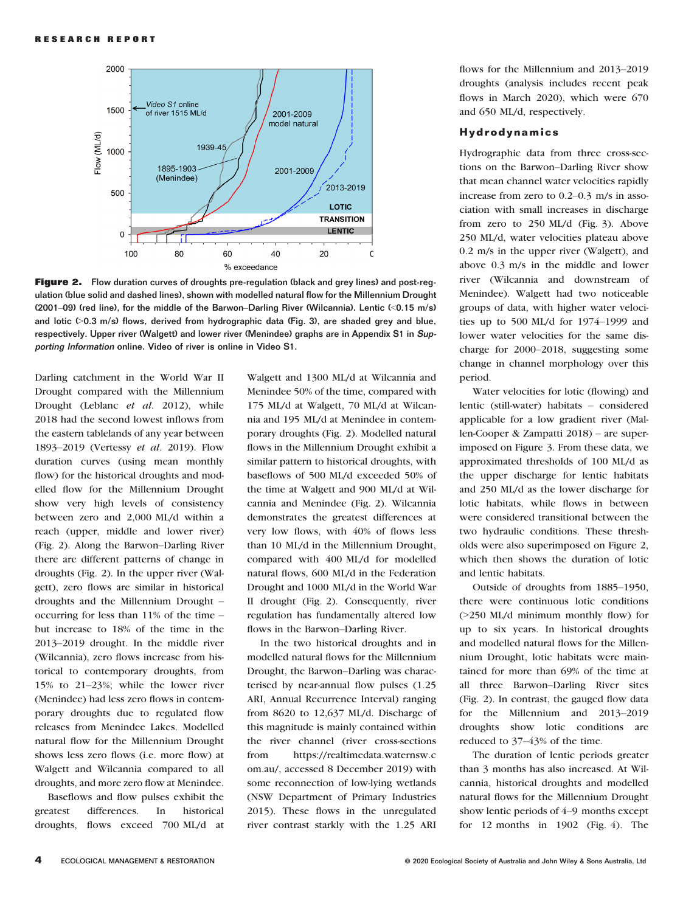**Figure 2.** Flow duration curves of droughts pre-regulation (black and grey lines) and post-regulation (blue solid and dashed lines), shown with modelled natural flow for the Millennium Drought (2001–09) (red line), for the middle of the Barwon–Darling River (Wilcannia). Lentic (<0.15 m/s) and lotic (>0.3 m/s) flows, derived from hydrographic data (Fig. 3), are shaded grey and blue, respectively. Upper river (Walgett) and lower river (Menindee) graphs are in Appendix S1 in *Supporting Information* online. Video of river is online in Video S1.

Darling catchment in the World War II Drought compared with the Millennium Drought (Leblanc *et al.* 2012), while 2018 had the second lowest inflows from the eastern tablelands of any year between 1893–2019 (Vertessy *et al.* 2019). Flow duration curves (using mean monthly flow) for the historical droughts and modelled flow for the Millennium Drought show very high levels of consistency between zero and 2,000 ML/d within a reach (upper, middle and lower river) (Fig. 2). Along the Barwon–Darling River there are different patterns of change in droughts (Fig. 2). In the upper river (Walgett), zero flows are similar in historical droughts and the Millennium Drought – occurring for less than 11% of the time – but increase to 18% of the time in the 2013–2019 drought. In the middle river (Wilcannia), zero flows increase from historical to contemporary droughts, from 15% to 21–23%; while the lower river (Menindee) had less zero flows in contemporary droughts due to regulated flow releases from Menindee Lakes. Modelled natural flow for the Millennium Drought shows less zero flows (i.e. more flow) at Walgett and Wilcannia compared to all droughts, and more zero flow at Menindee.

Baseflows and flow pulses exhibit the greatest differences. In historical droughts, flows exceed 700 ML/d at Walgett and 1300 ML/d at Wilcannia and Menindee 50% of the time, compared with 175 ML/d at Walgett, 70 ML/d at Wilcannia and 195 ML/d at Menindee in contemporary droughts (Fig. 2). Modelled natural flows in the Millennium Drought exhibit a similar pattern to historical droughts, with baseflows of 500 ML/d exceeded 50% of the time at Walgett and 900 ML/d at Wilcannia and Menindee (Fig. 2). Wilcannia demonstrates the greatest differences at very low flows, with 40% of flows less than 10 ML/d in the Millennium Drought, compared with 400 ML/d for modelled natural flows, 600 ML/d in the Federation Drought and 1000 ML/d in the World War II drought (Fig. 2). Consequently, river regulation has fundamentally altered low flows in the Barwon–Darling River.

In the two historical droughts and in modelled natural flows for the Millennium Drought, the Barwon–Darling was characterised by near-annual flow pulses (1.25 ARI, Annual Recurrence Interval) ranging from 8620 to 12,637 ML/d. Discharge of this magnitude is mainly contained within the river channel (river cross-sections from https://realtimedata.waternsw.com.au/, accessed 8 December 2019) with some reconnection of low-lying wetlands (NSW Department of Primary Industries 2015). These flows in the unregulated river contrast starkly with the 1.25 ARI flows for the Millennium and 2013–2019 droughts (analysis includes recent peak flows in March 2020), which were 670 and 650 ML/d, respectively.

## Hydrodynamics

Hydrographic data from three cross-sections on the Barwon–Darling River show that mean channel water velocities rapidly increase from zero to 0.2–0.3 m/s in association with small increases in discharge from zero to 250 ML/d (Fig. 3). Above 250 ML/d, water velocities plateau above 0.2 m/s in the upper river (Walgett), and above 0.3 m/s in the middle and lower river (Wilcannia and downstream of Menindee). Walgett had two noticeable groups of data, with higher water velocities up to 500 ML/d for 1974–1999 and lower water velocities for the same discharge for 2000–2018, suggesting some change in channel morphology over this period.

Water velocities for lotic (flowing) and lentic (still-water) habitats – considered applicable for a low gradient river (Mallen-Cooper & Zampatti 2018) – are superimposed on Figure 3. From these data, we approximated thresholds of 100 ML/d as the upper discharge for lentic habitats and 250 ML/d as the lower discharge for lotic habitats, while flows in between were considered transitional between the two hydraulic conditions. These thresholds were also superimposed on Figure 2, which then shows the duration of lotic and lentic habitats.

Outside of droughts from 1885–1950, there were continuous lotic conditions (>250 ML/d minimum monthly flow) for up to six years. In historical droughts and modelled natural flows for the Millennium Drought, lotic habitats were maintained for more than 69% of the time at all three Barwon–Darling River sites (Fig. 2). In contrast, the gauged flow data for the Millennium and 2013–2019 droughts show lotic conditions are reduced to 37–43% of the time.

The duration of lentic periods greater than 3 months has also increased. At Wilcannia, historical droughts and modelled natural flows for the Millennium Drought show lentic periods of 4–9 months except for 12 months in 1902 (Fig. 4). The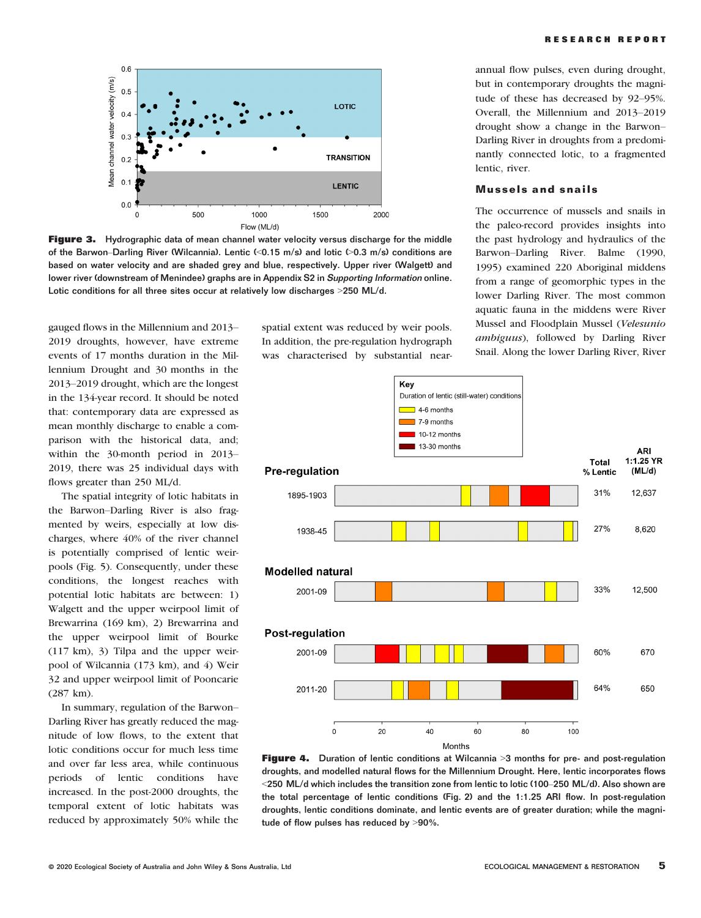**Figure 3.** Hydrographic data of mean channel water velocity versus discharge for the middle of the Barwon–Darling River (Wilcannia). Lentic (<0.15 m/s) and lotic (>0.3 m/s) conditions are based on water velocity and are shaded grey and blue, respectively. Upper river (Walgett) and lower river (downstream of Menindee) graphs are in Appendix S2 in *Supporting Information* online. Lotic conditions for all three sites occur at relatively low discharges >250 ML/d.

gauged flows in the Millennium and 2013–2019 droughts, however, have extreme events of 17 months duration in the Millennium Drought and 30 months in the 2013–2019 drought, which are the longest in the 134-year record. It should be noted that: contemporary data are expressed as mean monthly discharge to enable a comparison with the historical data, and; within the 30-month period in 2013–2019, there was 25 individual days with flows greater than 250 ML/d.

The spatial integrity of lotic habitats in the Barwon–Darling River is also fragmented by weirs, especially at low discharges, where 40% of the river channel is potentially comprised of lentic weirpools (Fig. 5). Consequently, under these conditions, the longest reaches with potential lotic habitats are between: 1) Walgett and the upper weirpool limit of Brewarrina (169 km), 2) Brewarrina and the upper weirpool limit of Bourke (117 km), 3) Tilpa and the upper weirpool of Wilcannia (173 km), and 4) Weir 32 and upper weirpool limit of Pooncarie (287 km).

In summary, regulation of the Barwon–Darling River has greatly reduced the magnitude of low flows, to the extent that lotic conditions occur for much less time and over far less area, while continuous periods of lentic conditions have increased. In the post-2000 droughts, the temporal extent of lotic habitats was reduced by approximately 50% while the spatial extent was reduced by weir pools. In addition, the pre-regulation hydrograph was characterised by substantial near-annual flow pulses, even during drought, but in contemporary droughts the magnitude of these has decreased by 92–95%. Overall, the Millennium and 2013–2019 drought show a change in the Barwon–Darling River in droughts from a predominantly connected lotic, to a fragmented lentic, river.

## Mussels and snails

The occurrence of mussels and snails in the paleo-record provides insights into the past hydrology and hydraulics of the Barwon–Darling River. Balme (1990, 1995) examined 220 Aboriginal middens from a range of geomorphic types in the lower Darling River. The most common aquatic fauna in the middens were River Mussel and Floodplain Mussel (*Velesunio ambiguus*), followed by Darling River Snail. Along the lower Darling River, River

**Figure 4.** Duration of lentic conditions at Wilcannia >3 months for pre- and post-regulation droughts, and modelled natural flows for the Millennium Drought. Here, lentic incorporates flows <250 ML/d which includes the transition zone from lentic to lotic (100–250 ML/d). Also shown are the total percentage of lentic conditions (Fig. 2) and the 1:1.25 ARI flow. In post-regulation droughts, lentic conditions dominate, and lentic events are of greater duration; while the magnitude of flow pulses has reduced by >90%.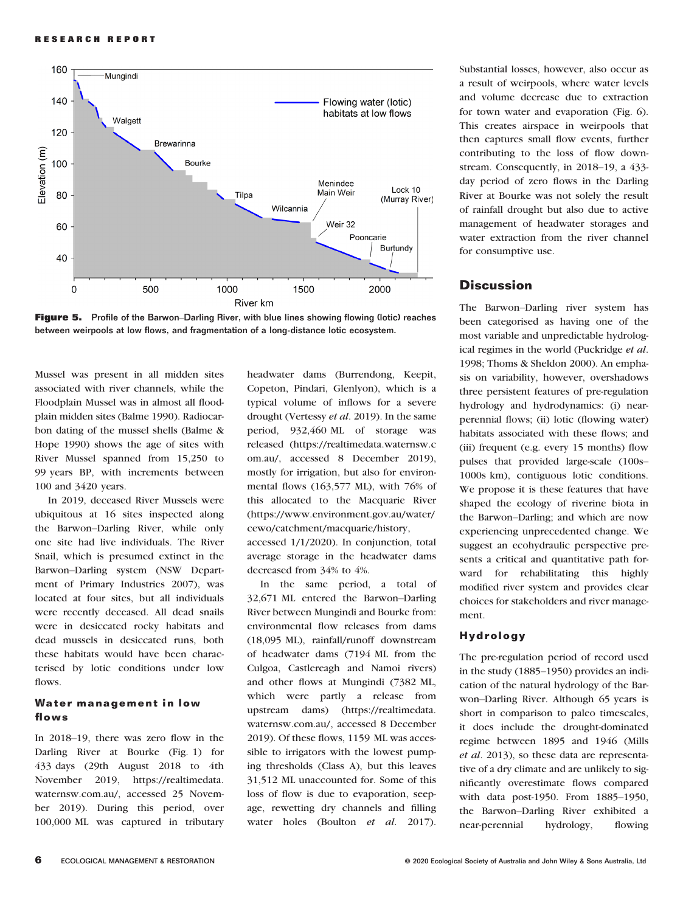**Figure 5.** Profile of the Barwon–Darling River, with blue lines showing flowing (lotic) reaches between weirpools at low flows, and fragmentation of a long-distance lotic ecosystem.

Mussel was present in all midden sites associated with river channels, while the Floodplain Mussel was in almost all floodplain midden sites (Balme 1990). Radiocarbon dating of the mussel shells (Balme & Hope 1990) shows the age of sites with River Mussel spanned from 15,250 to 99 years BP, with increments between 100 and 3420 years.

In 2019, deceased River Mussels were ubiquitous at 16 sites inspected along the Barwon–Darling River, while only one site had live individuals. The River Snail, which is presumed extinct in the Barwon–Darling system (NSW Department of Primary Industries 2007), was located at four sites, but all individuals were recently deceased. All dead snails were in desiccated rocky habitats and dead mussels in desiccated runs, both these habitats would have been characterised by lotic conditions under low flows.

### Water management in low flows

In 2018–19, there was zero flow in the Darling River at Bourke (Fig. 1) for 433 days (29th August 2018 to 4th November 2019, https://realtimedata.waternsw.com.au/, accessed 25 November 2019). During this period, over 100,000 ML was captured in tributary headwater dams (Burrendong, Keepit, Copeton, Pindari, Glenlyon), which is a typical volume of inflows for a severe drought (Vertessy *et al*. 2019). In the same period, 932,460 ML of storage was released (https://realtimedata.waternsw.com.au/, accessed 8 December 2019), mostly for irrigation, but also for environmental flows (163,577 ML), with 76% of this allocated to the Macquarie River (https://www.environment.gov.au/water/cewo/catchment/macquarie/history, accessed 1/1/2020). In conjunction, total average storage in the headwater dams decreased from 34% to 4%.

In the same period, a total of 32,671 ML entered the Barwon–Darling River between Mungindi and Bourke from: environmental flow releases from dams (18,095 ML), rainfall/runoff downstream of headwater dams (7194 ML from the Culgoa, Castlereagh and Namoi rivers) and other flows at Mungindi (7382 ML, which were partly a release from upstream dams) (https://realtimedata.waternsw.com.au/, accessed 8 December 2019). Of these flows, 1159 ML was accessible to irrigators with the lowest pumping thresholds (Class A), but this leaves 31,512 ML unaccounted for. Some of this loss of flow is due to evaporation, seepage, rewetting dry channels and filling water holes (Boulton *et al*. 2017). Substantial losses, however, also occur as a result of weirpools, where water levels and volume decrease due to extraction for town water and evaporation (Fig. 6). This creates airspace in weirpools that then captures small flow events, further contributing to the loss of flow downstream. Consequently, in 2018–19, a 433-day period of zero flows in the Darling River at Bourke was not solely the result of rainfall drought but also due to active management of headwater storages and water extraction from the river channel for consumptive use.

## Discussion

The Barwon–Darling river system has been categorised as having one of the most variable and unpredictable hydrological regimes in the world (Puckridge *et al*. 1998; Thoms & Sheldon 2000). An emphasis on variability, however, overshadows three persistent features of pre-regulation hydrology and hydrodynamics: (i) near-perennial flows; (ii) lotic (flowing water) habitats associated with these flows; and (iii) frequent (e.g. every 15 months) flow pulses that provided large-scale (100s–1000s km), contiguous lotic conditions. We propose it is these features that have shaped the ecology of riverine biota in the Barwon–Darling; and which are now experiencing unprecedented change. We suggest an ecohydraulic perspective presents a critical and quantitative path forward for rehabilitating this highly modified river system and provides clear choices for stakeholders and river management.

### Hydrology

The pre-regulation period of record used in the study (1885–1950) provides an indication of the natural hydrology of the Barwon–Darling River. Although 65 years is short in comparison to paleo timescales, it does include the drought-dominated regime between 1895 and 1946 (Mills *et al*. 2013), so these data are representative of a dry climate and are unlikely to significantly overestimate flows compared with data post-1950. From 1885–1950, the Barwon–Darling River exhibited a near-perennial hydrology, flowing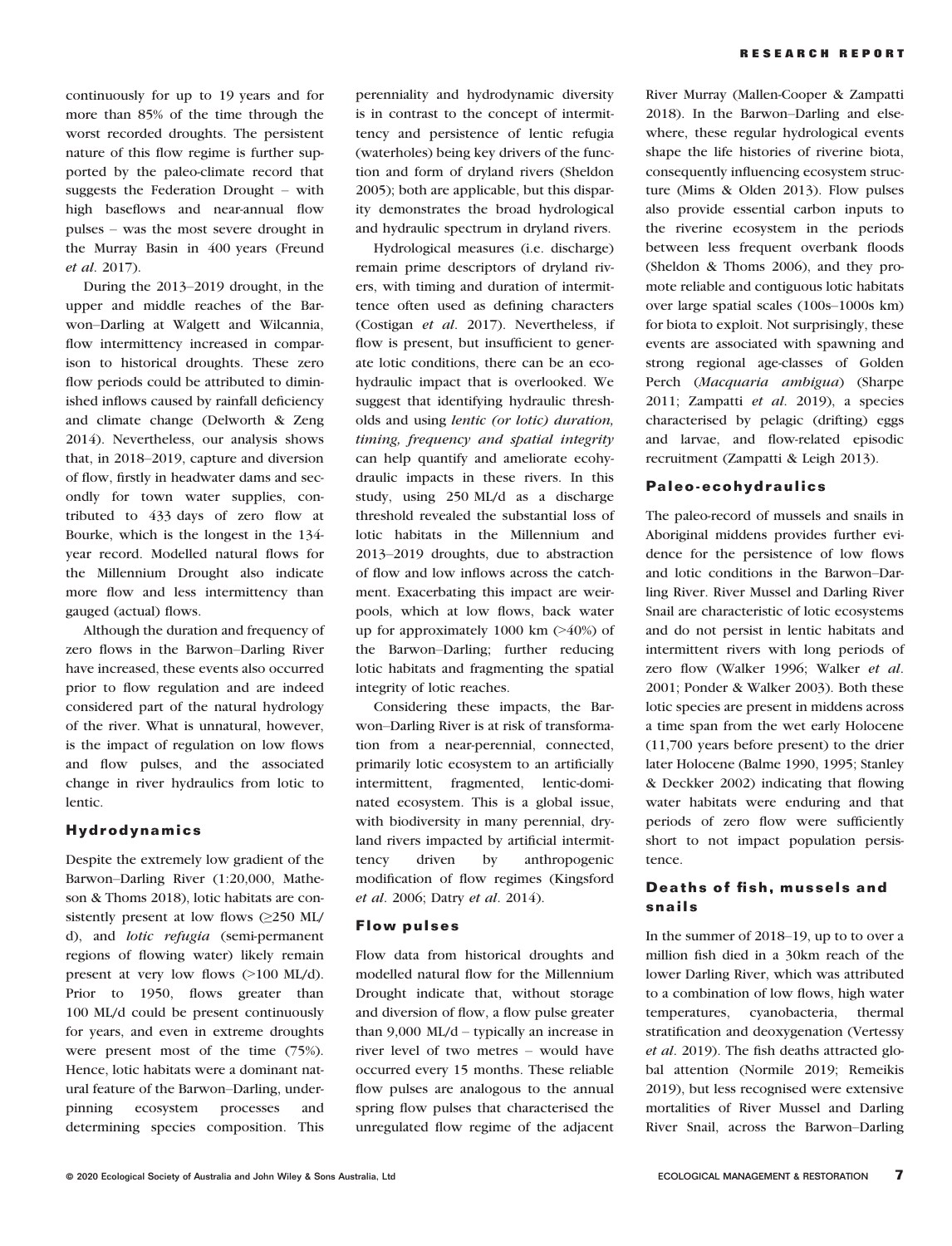continuously for up to 19 years and for more than 85% of the time through the worst recorded droughts. The persistent nature of this flow regime is further supported by the paleo-climate record that suggests the Federation Drought – with high baseflows and near-annual flow pulses – was the most severe drought in the Murray Basin in 400 years (Freund *et al*. 2017).

During the 2013–2019 drought, in the upper and middle reaches of the Barwon–Darling at Walgett and Wilcannia, flow intermittency increased in comparison to historical droughts. These zero flow periods could be attributed to diminished inflows caused by rainfall deficiency and climate change (Delworth & Zeng 2014). Nevertheless, our analysis shows that, in 2018–2019, capture and diversion of flow, firstly in headwater dams and secondly for town water supplies, contributed to 433 days of zero flow at Bourke, which is the longest in the 134-year record. Modelled natural flows for the Millennium Drought also indicate more flow and less intermittency than gauged (actual) flows.

Although the duration and frequency of zero flows in the Barwon–Darling River have increased, these events also occurred prior to flow regulation and are indeed considered part of the natural hydrology of the river. What is unnatural, however, is the impact of regulation on low flows and flow pulses, and the associated change in river hydraulics from lotic to lentic.

## Hydrodynamics

Despite the extremely low gradient of the Barwon–Darling River (1:20,000, Matheson & Thoms 2018), lotic habitats are consistently present at low flows (≥250 ML/d), and *lotic refugia* (semi-permanent regions of flowing water) likely remain present at very low flows (>100 ML/d). Prior to 1950, flows greater than 100 ML/d could be present continuously for years, and even in extreme droughts were present most of the time (75%). Hence, lotic habitats were a dominant natural feature of the Barwon–Darling, underpinning ecosystem processes and determining species composition. This perenniality and hydrodynamic diversity is in contrast to the concept of intermittency and persistence of lentic refugia (waterholes) being key drivers of the function and form of dryland rivers (Sheldon 2005); both are applicable, but this disparity demonstrates the broad hydrological and hydraulic spectrum in dryland rivers.

Hydrological measures (i.e. discharge) remain prime descriptors of dryland rivers, with timing and duration of intermittence often used as defining characters (Costigan *et al*. 2017). Nevertheless, if flow is present, but insufficient to generate lotic conditions, there can be an ecohydraulic impact that is overlooked. We suggest that identifying hydraulic thresholds and using *lentic (or lotic) duration, timing, frequency and spatial integrity* can help quantify and ameliorate ecohydraulic impacts in these rivers. In this study, using 250 ML/d as a discharge threshold revealed the substantial loss of lotic habitats in the Millennium and 2013–2019 droughts, due to abstraction of flow and low inflows across the catchment. Exacerbating this impact are weirpools, which at low flows, back water up for approximately 1000 km (>40%) of the Barwon–Darling; further reducing lotic habitats and fragmenting the spatial integrity of lotic reaches.

Considering these impacts, the Barwon–Darling River is at risk of transformation from a near-perennial, connected, primarily lotic ecosystem to an artificially intermittent, fragmented, lentic-dominated ecosystem. This is a global issue, with biodiversity in many perennial, dryland rivers impacted by artificial intermittency driven by anthropogenic modification of flow regimes (Kingsford *et al*. 2006; Datry *et al*. 2014).

## Flow pulses

Flow data from historical droughts and modelled natural flow for the Millennium Drought indicate that, without storage and diversion of flow, a flow pulse greater than 9,000 ML/d – typically an increase in river level of two metres – would have occurred every 15 months. These reliable flow pulses are analogous to the annual spring flow pulses that characterised the unregulated flow regime of the adjacent River Murray (Mallen-Cooper & Zampatti 2018). In the Barwon–Darling and elsewhere, these regular hydrological events shape the life histories of riverine biota, consequently influencing ecosystem structure (Mims & Olden 2013). Flow pulses also provide essential carbon inputs to the riverine ecosystem in the periods between less frequent overbank floods (Sheldon & Thoms 2006), and they promote reliable and contiguous lotic habitats over large spatial scales (100s–1000s km) for biota to exploit. Not surprisingly, these events are associated with spawning and strong regional age-classes of Golden Perch (*Macquaria ambigua*) (Sharpe 2011; Zampatti *et al*. 2019), a species characterised by pelagic (drifting) eggs and larvae, and flow-related episodic recruitment (Zampatti & Leigh 2013).

## Paleo-ecohydraulics

The paleo-record of mussels and snails in Aboriginal middens provides further evidence for the persistence of low flows and lotic conditions in the Barwon–Darling River. River Mussel and Darling River Snail are characteristic of lotic ecosystems and do not persist in lentic habitats and intermittent rivers with long periods of zero flow (Walker 1996; Walker *et al*. 2001; Ponder & Walker 2003). Both these lotic species are present in middens across a time span from the wet early Holocene (11,700 years before present) to the drier later Holocene (Balme 1990, 1995; Stanley & Deckker 2002) indicating that flowing water habitats were enduring and that periods of zero flow were sufficiently short to not impact population persistence.

## Deaths of fish, mussels and snails

In the summer of 2018–19, up to to over a million fish died in a 30km reach of the lower Darling River, which was attributed to a combination of low flows, high water temperatures, cyanobacteria, thermal stratification and deoxygenation (Vertessy *et al*. 2019). The fish deaths attracted global attention (Normile 2019; Remeikis 2019), but less recognised were extensive mortalities of River Mussel and Darling River Snail, across the Barwon–Darling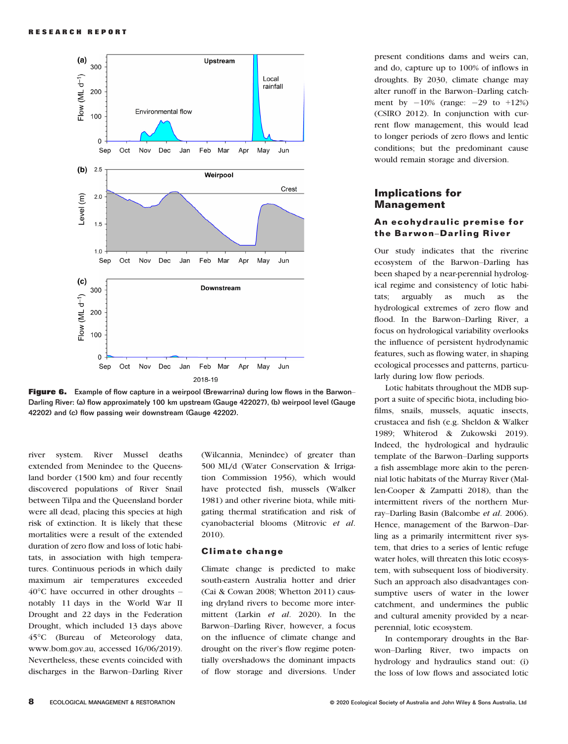**Figure 6.** Example of flow capture in a weirpool (Brewarrina) during low flows in the Barwon–Darling River: (a) flow approximately 100 km upstream (Gauge 422027), (b) weirpool level (Gauge 42202) and (c) flow passing weir downstream (Gauge 42202).

river system. River Mussel deaths extended from Menindee to the Queensland border (1500 km) and four recently discovered populations of River Snail between Tilpa and the Queensland border were all dead, placing this species at high risk of extinction. It is likely that these mortalities were a result of the extended duration of zero flow and loss of lotic habitats, in association with high temperatures. Continuous periods in which daily maximum air temperatures exceeded 40°C have occurred in other droughts – notably 11 days in the World War II Drought and 22 days in the Federation Drought, which included 13 days above 45°C (Bureau of Meteorology data, www.bom.gov.au, accessed 16/06/2019). Nevertheless, these events coincided with discharges in the Barwon–Darling River (Wilcannia, Menindee) of greater than 500 ML/d (Water Conservation & Irrigation Commission 1956), which would have protected fish, mussels (Walker 1981) and other riverine biota, while mitigating thermal stratification and risk of cyanobacterial blooms (Mitrovic *et al.* 2010).

### Climate change

Climate change is predicted to make south-eastern Australia hotter and drier (Cai & Cowan 2008; Whetton 2011) causing dryland rivers to become more intermittent (Larkin *et al.* 2020). In the Barwon–Darling River, however, a focus on the influence of climate change and drought on the river's flow regime potentially overshadows the dominant impacts of flow storage and diversions. Under present conditions dams and weirs can, and do, capture up to 100% of inflows in droughts. By 2030, climate change may alter runoff in the Barwon–Darling catchment by −10% (range: −29 to +12%) (CSIRO 2012). In conjunction with current flow management, this would lead to longer periods of zero flows and lentic conditions; but the predominant cause would remain storage and diversion.

## Implications for Management

### An ecohydraulic premise for the Barwon–Darling River

Our study indicates that the riverine ecosystem of the Barwon–Darling has been shaped by a near-perennial hydrological regime and consistency of lotic habitats; arguably as much as the hydrological extremes of zero flow and flood. In the Barwon–Darling River, a focus on hydrological variability overlooks the influence of persistent hydrodynamic features, such as flowing water, in shaping ecological processes and patterns, particularly during low flow periods.

Lotic habitats throughout the MDB support a suite of specific biota, including biofilms, snails, mussels, aquatic insects, crustacea and fish (e.g. Sheldon & Walker 1989; Whiterod & Zukowski 2019). Indeed, the hydrological and hydraulic template of the Barwon–Darling supports a fish assemblage more akin to the perennial lotic habitats of the Murray River (Mallen-Cooper & Zampatti 2018), than the intermittent rivers of the northern Murray–Darling Basin (Balcombe *et al.* 2006). Hence, management of the Barwon–Darling as a primarily intermittent river system, that dries to a series of lentic refuge water holes, will threaten this lotic ecosystem, with subsequent loss of biodiversity. Such an approach also disadvantages consumptive users of water in the lower catchment, and undermines the public and cultural amenity provided by a near-perennial, lotic ecosystem.

In contemporary droughts in the Barwon–Darling River, two impacts on hydrology and hydraulics stand out: (i) the loss of low flows and associated lotic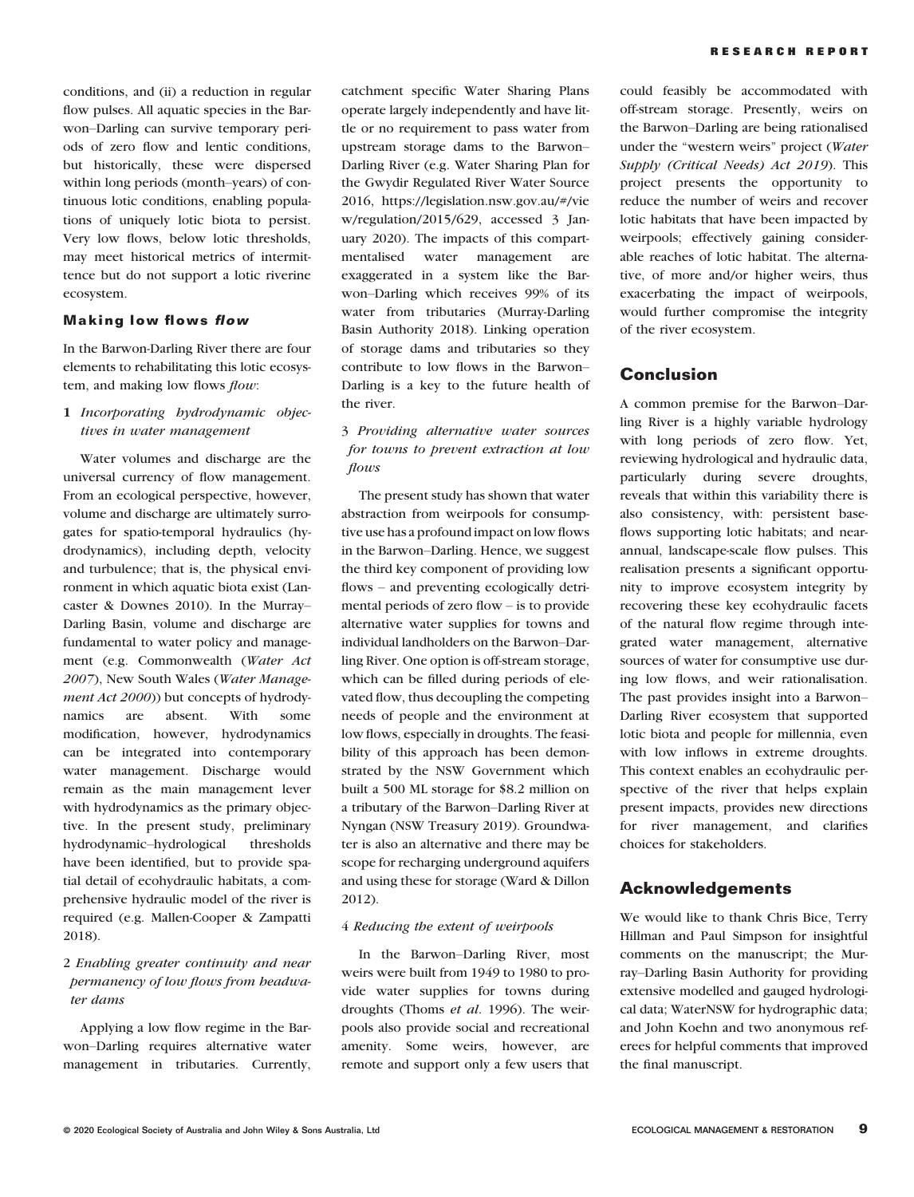conditions, and (ii) a reduction in regular flow pulses. All aquatic species in the Barwon–Darling can survive temporary periods of zero flow and lentic conditions, but historically, these were dispersed within long periods (month–years) of continuous lotic conditions, enabling populations of uniquely lotic biota to persist. Very low flows, below lotic thresholds, may meet historical metrics of intermittence but do not support a lotic riverine ecosystem.

### Making low flows *flow*

In the Barwon-Darling River there are four elements to rehabilitating this lotic ecosystem, and making low flows *flow*:

**1** *Incorporating hydrodynamic objectives in water management*

Water volumes and discharge are the universal currency of flow management. From an ecological perspective, however, volume and discharge are ultimately surrogates for spatio-temporal hydraulics (hydrodynamics), including depth, velocity and turbulence; that is, the physical environment in which aquatic biota exist (Lancaster & Downes 2010). In the Murray–Darling Basin, volume and discharge are fundamental to water policy and management (e.g. Commonwealth (*Water Act 2007*), New South Wales (*Water Management Act 2000*)) but concepts of hydrodynamics are absent. With some modification, however, hydrodynamics can be integrated into contemporary water management. Discharge would remain as the main management lever with hydrodynamics as the primary objective. In the present study, preliminary hydrodynamic–hydrological thresholds have been identified, but to provide spatial detail of ecohydraulic habitats, a comprehensive hydraulic model of the river is required (e.g. Mallen-Cooper & Zampatti 2018).

2 *Enabling greater continuity and near permanency of low flows from headwater dams*

Applying a low flow regime in the Barwon–Darling requires alternative water management in tributaries. Currently, catchment specific Water Sharing Plans operate largely independently and have little or no requirement to pass water from upstream storage dams to the Barwon–Darling River (e.g. Water Sharing Plan for the Gwydir Regulated River Water Source 2016, https://legislation.nsw.gov.au/#/view/regulation/2015/629, accessed 3 January 2020). The impacts of this compartmentalised water management are exaggerated in a system like the Barwon–Darling which receives 99% of its water from tributaries (Murray-Darling Basin Authority 2018). Linking operation of storage dams and tributaries so they contribute to low flows in the Barwon–Darling is a key to the future health of the river.

3 *Providing alternative water sources for towns to prevent extraction at low flows*

The present study has shown that water abstraction from weirpools for consumptive use has a profound impact on low flows in the Barwon–Darling. Hence, we suggest the third key component of providing low flows – and preventing ecologically detrimental periods of zero flow – is to provide alternative water supplies for towns and individual landholders on the Barwon–Darling River. One option is off-stream storage, which can be filled during periods of elevated flow, thus decoupling the competing needs of people and the environment at low flows, especially in droughts. The feasibility of this approach has been demonstrated by the NSW Government which built a 500 ML storage for $8.2 million on a tributary of the Barwon–Darling River at Nyngan (NSW Treasury 2019). Groundwater is also an alternative and there may be scope for recharging underground aquifers and using these for storage (Ward & Dillon 2012).

4 *Reducing the extent of weirpools*

In the Barwon–Darling River, most weirs were built from 1949 to 1980 to provide water supplies for towns during droughts (Thoms *et al*. 1996). The weirpools also provide social and recreational amenity. Some weirs, however, are remote and support only a few users that could feasibly be accommodated with off-stream storage. Presently, weirs on the Barwon–Darling are being rationalised under the "western weirs" project (*Water Supply (Critical Needs) Act 2019*). This project presents the opportunity to reduce the number of weirs and recover lotic habitats that have been impacted by weirpools; effectively gaining considerable reaches of lotic habitat. The alternative, of more and/or higher weirs, thus exacerbating the impact of weirpools, would further compromise the integrity of the river ecosystem.

## Conclusion

A common premise for the Barwon–Darling River is a highly variable hydrology with long periods of zero flow. Yet, reviewing hydrological and hydraulic data, particularly during severe droughts, reveals that within this variability there is also consistency, with: persistent baseflows supporting lotic habitats; and near-annual, landscape-scale flow pulses. This realisation presents a significant opportunity to improve ecosystem integrity by recovering these key ecohydraulic facets of the natural flow regime through integrated water management, alternative sources of water for consumptive use during low flows, and weir rationalisation. The past provides insight into a Barwon–Darling River ecosystem that supported lotic biota and people for millennia, even with low inflows in extreme droughts. This context enables an ecohydraulic perspective of the river that helps explain present impacts, provides new directions for river management, and clarifies choices for stakeholders.

## Acknowledgements

We would like to thank Chris Bice, Terry Hillman and Paul Simpson for insightful comments on the manuscript; the Murray–Darling Basin Authority for providing extensive modelled and gauged hydrological data; WaterNSW for hydrographic data; and John Koehn and two anonymous referees for helpful comments that improved the final manuscript.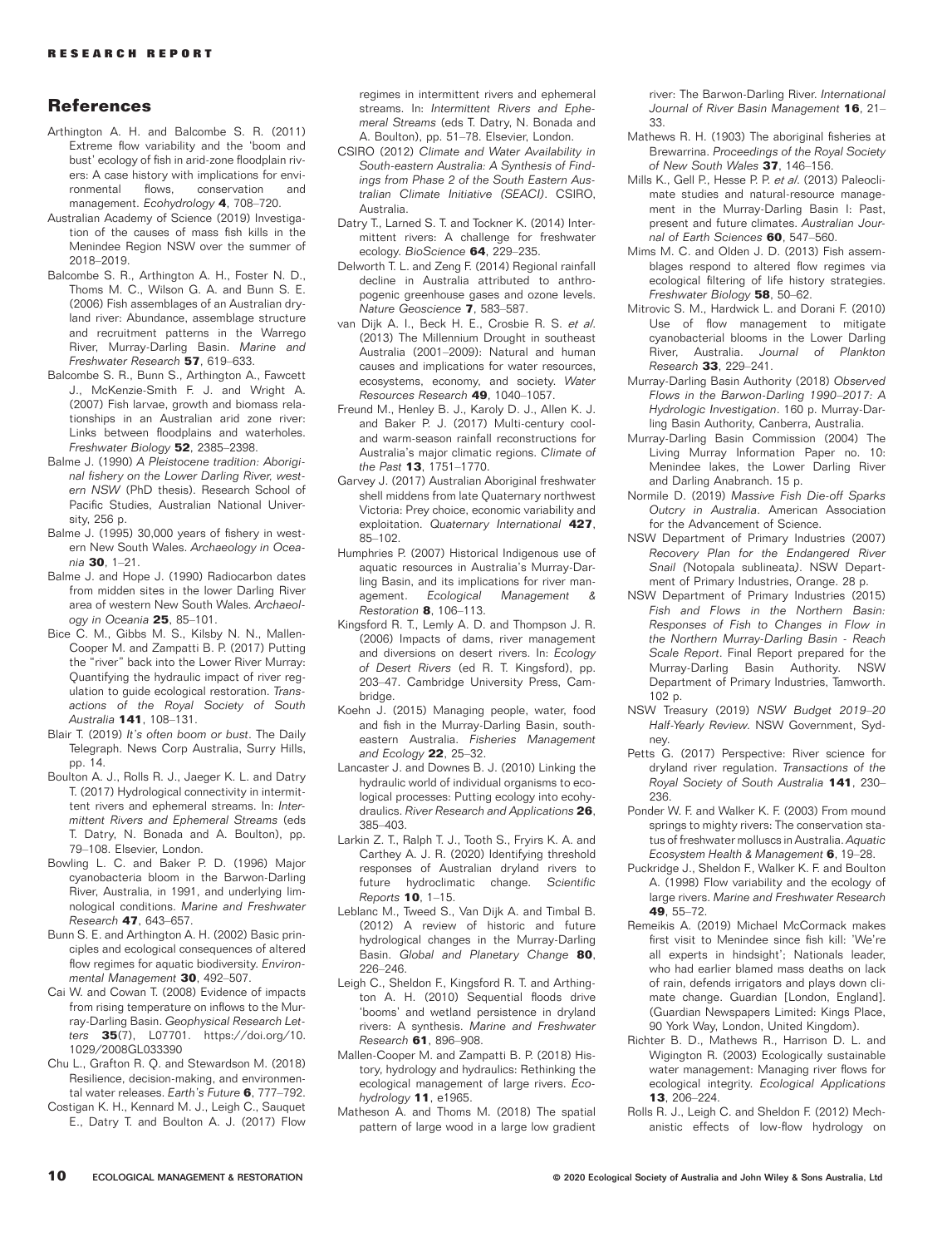## References

Arthington A. H. and Balcombe S. R. (2011) Extreme flow variability and the 'boom and bust' ecology of fish in arid-zone floodplain rivers: A case history with implications for environmental flows, conservation and management. *Ecohydrology* **4**, 708–720.

Australian Academy of Science (2019) Investigation of the causes of mass fish kills in the Menindee Region NSW over the summer of 2018–2019.

Balcombe S. R., Arthington A. H., Foster N. D., Thoms M. C., Wilson G. A. and Bunn S. E. (2006) Fish assemblages of an Australian dryland river: Abundance, assemblage structure and recruitment patterns in the Warrego River, Murray-Darling Basin. *Marine and Freshwater Research* **57**, 619–633.

Balcombe S. R., Bunn S., Arthington A., Fawcett J., McKenzie-Smith F. J. and Wright A. (2007) Fish larvae, growth and biomass relationships in an Australian arid zone river: Links between floodplains and waterholes. *Freshwater Biology* **52**, 2385–2398.

Balme J. (1990) *A Pleistocene tradition: Aboriginal fishery on the Lower Darling River, western NSW* (PhD thesis). Research School of Pacific Studies, Australian National University, 256 p.

Balme J. (1995) 30,000 years of fishery in western New South Wales. *Archaeology in Oceania* **30**, 1–21.

Balme J. and Hope J. (1990) Radiocarbon dates from midden sites in the lower Darling River area of western New South Wales. *Archaeology in Oceania* **25**, 85–101.

Bice C. M., Gibbs M. S., Kilsby N. N., Mallen-Cooper M. and Zampatti B. P. (2017) Putting the "river" back into the Lower River Murray: Quantifying the hydraulic impact of river regulation to guide ecological restoration. *Transactions of the Royal Society of South Australia* **141**, 108–131.

Blair T. (2019) *It's often boom or bust*. The Daily Telegraph. News Corp Australia, Surry Hills, pp. 14.

Boulton A. J., Rolls R. J., Jaeger K. L. and Datry T. (2017) Hydrological connectivity in intermittent rivers and ephemeral streams. In: *Intermittent Rivers and Ephemeral Streams* (eds T. Datry, N. Bonada and A. Boulton), pp. 79–108. Elsevier, London.

Bowling L. C. and Baker P. D. (1996) Major cyanobacteria bloom in the Barwon-Darling River, Australia, in 1991, and underlying limnological conditions. *Marine and Freshwater Research* **47**, 643–657.

Bunn S. E. and Arthington A. H. (2002) Basic principles and ecological consequences of altered flow regimes for aquatic biodiversity. *Environmental Management* **30**, 492–507.

Cai W. and Cowan T. (2008) Evidence of impacts from rising temperature on inflows to the Murray-Darling Basin. *Geophysical Research Letters* **35**(7), L07701. https://doi.org/10.1029/2008GL033390

Chu L., Grafton R. Q. and Stewardson M. (2018) Resilience, decision-making, and environmental water releases. *Earth's Future* **6**, 777–792.

Costigan K. H., Kennard M. J., Leigh C., Sauquet E., Datry T. and Boulton A. J. (2017) Flow regimes in intermittent rivers and ephemeral streams. In: *Intermittent Rivers and Ephemeral Streams* (eds T. Datry, N. Bonada and A. Boulton), pp. 51–78. Elsevier, London.

CSIRO (2012) *Climate and Water Availability in South-eastern Australia: A Synthesis of Findings from Phase 2 of the South Eastern Australian Climate Initiative (SEACI)*. CSIRO, Australia.

Datry T., Larned S. T. and Tockner K. (2014) Intermittent rivers: A challenge for freshwater ecology. *BioScience* **64**, 229–235.

Delworth T. L. and Zeng F. (2014) Regional rainfall decline in Australia attributed to anthropogenic greenhouse gases and ozone levels. *Nature Geoscience* **7**, 583–587.

van Dijk A. I., Beck H. E., Crosbie R. S. *et al*. (2013) The Millennium Drought in southeast Australia (2001–2009): Natural and human causes and implications for water resources, ecosystems, economy, and society. *Water Resources Research* **49**, 1040–1057.

Freund M., Henley B. J., Karoly D. J., Allen K. J. and Baker P. J. (2017) Multi-century cool- and warm-season rainfall reconstructions for Australia's major climatic regions. *Climate of the Past* **13**, 1751–1770.

Garvey J. (2017) Australian Aboriginal freshwater shell middens from late Quaternary northwest Victoria: Prey choice, economic variability and exploitation. *Quaternary International* **427**, 85–102.

Humphries P. (2007) Historical Indigenous use of aquatic resources in Australia's Murray-Darling Basin, and its implications for river management. *Ecological Management & Restoration* **8**, 106–113.

Kingsford R. T., Lemly A. D. and Thompson J. R. (2006) Impacts of dams, river management and diversions on desert rivers. In: *Ecology of Desert Rivers* (ed R. T. Kingsford), pp. 203–47. Cambridge University Press, Cambridge.

Koehn J. (2015) Managing people, water, food and fish in the Murray-Darling Basin, south-eastern Australia. *Fisheries Management and Ecology* **22**, 25–32.

Lancaster J. and Downes B. J. (2010) Linking the hydraulic world of individual organisms to ecological processes: Putting ecology into ecohydraulics. *River Research and Applications* **26**, 385–403.

Larkin Z. T., Ralph T. J., Tooth S., Fryirs K. A. and Carthey A. J. R. (2020) Identifying threshold responses of Australian dryland rivers to future hydroclimatic change. *Scientific Reports* **10**, 1–15.

Leblanc M., Tweed S., Van Dijk A. and Timbal B. (2012) A review of historic and future hydrological changes in the Murray-Darling Basin. *Global and Planetary Change* **80**, 226–246.

Leigh C., Sheldon F., Kingsford R. T. and Arthington A. H. (2010) Sequential floods drive 'booms' and wetland persistence in dryland rivers: A synthesis. *Marine and Freshwater Research* **61**, 896–908.

Mallen-Cooper M. and Zampatti B. P. (2018) History, hydrology and hydraulics: Rethinking the ecological management of large rivers. *Ecohydrology* **11**, e1965.

Matheson A. and Thoms M. (2018) The spatial pattern of large wood in a large low gradient river: The Barwon-Darling River. *International Journal of River Basin Management* **16**, 21–33.

Mathews R. H. (1903) The aboriginal fisheries at Brewarrina. *Proceedings of the Royal Society of New South Wales* **37**, 146–156.

Mills K., Gell P., Hesse P. P. *et al*. (2013) Paleoclimate studies and natural-resource management in the Murray-Darling Basin I: Past, present and future climates. *Australian Journal of Earth Sciences* **60**, 547–560.

Mims M. C. and Olden J. D. (2013) Fish assemblages respond to altered flow regimes via ecological filtering of life history strategies. *Freshwater Biology* **58**, 50–62.

Mitrovic S. M., Hardwick L. and Dorani F. (2010) Use of flow management to mitigate cyanobacterial blooms in the Lower Darling River, Australia. *Journal of Plankton Research* **33**, 229–241.

Murray-Darling Basin Authority (2018) *Observed Flows in the Barwon-Darling 1990–2017: A Hydrologic Investigation*. 160 p. Murray-Darling Basin Authority, Canberra, Australia.

Murray-Darling Basin Commission (2004) The Living Murray Information Paper no. 10: Menindee lakes, the Lower Darling River and Darling Anabranch. 15 p.

Normile D. (2019) *Massive Fish Die-off Sparks Outcry in Australia*. American Association for the Advancement of Science.

NSW Department of Primary Industries (2007) *Recovery Plan for the Endangered River Snail (*Notopala sublineata*)*. NSW Department of Primary Industries, Orange. 28 p.

NSW Department of Primary Industries (2015) *Fish and Flows in the Northern Basin: Responses of Fish to Changes in Flow in the Northern Murray-Darling Basin - Reach Scale Report*. Final Report prepared for the Murray-Darling Basin Authority. NSW Department of Primary Industries, Tamworth. 102 p.

NSW Treasury (2019) *NSW Budget 2019–20 Half-Yearly Review*. NSW Government, Sydney.

Petts G. (2017) Perspective: River science for dryland river regulation. *Transactions of the Royal Society of South Australia* **141**, 230–236.

Ponder W. F. and Walker K. F. (2003) From mound springs to mighty rivers: The conservation status of freshwater molluscs in Australia. *Aquatic Ecosystem Health & Management* **6**, 19–28.

Puckridge J., Sheldon F., Walker K. F. and Boulton A. (1998) Flow variability and the ecology of large rivers. *Marine and Freshwater Research* **49**, 55–72.

Remeikis A. (2019) Michael McCormack makes first visit to Menindee since fish kill: 'We're all experts in hindsight'; Nationals leader, who had earlier blamed mass deaths on lack of rain, defends irrigators and plays down climate change. Guardian [London, England]. (Guardian Newspapers Limited: Kings Place, 90 York Way, London, United Kingdom).

Richter B. D., Mathews R., Harrison D. L. and Wigington R. (2003) Ecologically sustainable water management: Managing river flows for ecological integrity. *Ecological Applications* **13**, 206–224.

Rolls R. J., Leigh C. and Sheldon F. (2012) Mechanistic effects of low-flow hydrology on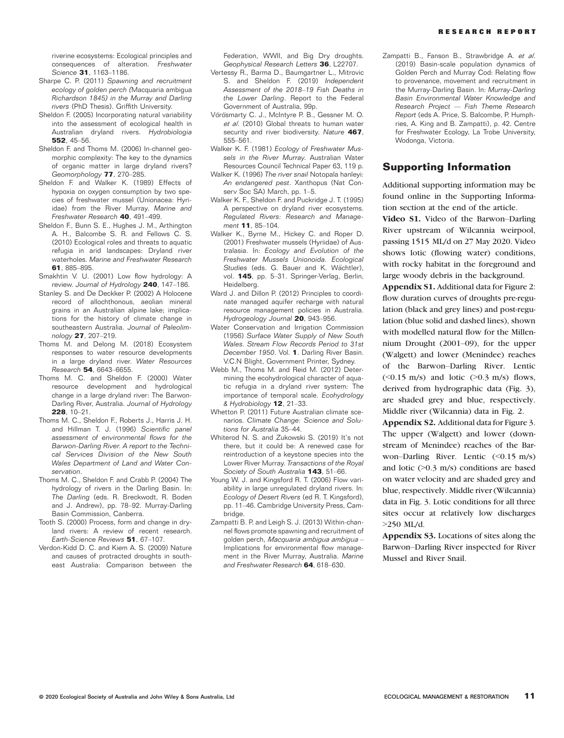riverine ecosystems: Ecological principles and consequences of alteration. *Freshwater Science* **31**, 1163–1186.

Sharpe C. P. (2011) *Spawning and recruitment ecology of golden perch (*Macquaria ambigua *Richardson 1845) in the Murray and Darling rivers* (PhD Thesis). Griffith University.

Sheldon F. (2005) Incorporating natural variability into the assessment of ecological health in Australian dryland rivers. *Hydrobiologia* **552**, 45–56.

Sheldon F. and Thoms M. (2006) In-channel geomorphic complexity: The key to the dynamics of organic matter in large dryland rivers? *Geomorphology* **77**, 270–285.

Sheldon F. and Walker K. (1989) Effects of hypoxia on oxygen consumption by two species of freshwater mussel (Unionacea: Hyriidae) from the River Murray. *Marine and Freshwater Research* **40**, 491–499.

Sheldon F., Bunn S. E., Hughes J. M., Arthington A. H., Balcombe S. R. and Fellows C. S. (2010) Ecological roles and threats to aquatic refugia in arid landscapes: Dryland river waterholes. *Marine and Freshwater Research* **61**, 885–895.

Smakhtin V. U. (2001) Low flow hydrology: A review. *Journal of Hydrology* **240**, 147–186.

Stanley S. and De Deckker P. (2002) A Holocene record of allochthonous, aeolian mineral grains in an Australian alpine lake; implications for the history of climate change in southeastern Australia. *Journal of Paleolimnology* **27**, 207–219.

Thoms M. and Delong M. (2018) Ecosystem responses to water resource developments in a large dryland river. *Water Resources Research* **54**, 6643–6655.

Thoms M. C. and Sheldon F. (2000) Water resource development and hydrological change in a large dryland river: The Barwon-Darling River, Australia. *Journal of Hydrology* **228**, 10–21.

Thoms M. C., Sheldon F., Roberts J., Harris J. H. and Hillman T. J. (1996) *Scientific panel assessment of environmental flows for the Barwon-Darling River. A report to the Technical Services Division of the New South Wales Department of Land and Water Conservation*.

Thoms M. C., Sheldon F. and Crabb P. (2004) The hydrology of rivers in the Darling Basin. In: *The Darling* (eds. R. Breckwodt, R. Boden and J. Andrew), pp. 78–92. Murray-Darling Basin Commission, Canberra.

Tooth S. (2000) Process, form and change in dryland rivers: A review of recent research. *Earth-Science Reviews* **51**, 67–107.

Verdon-Kidd D. C. and Kiem A. S. (2009) Nature and causes of protracted droughts in southeast Australia: Comparison between the Federation, WWII, and Big Dry droughts. *Geophysical Research Letters* **36**, L22707.

Vertessy R., Barma D., Baumgartner L., Mitrovic S. and Sheldon F. (2019) *Independent Assessment of the 2018–19 Fish Deaths in the Lower Darling*. Report to the Federal Government of Australia, 99p.

Vörösmarty C. J., McIntyre P. B., Gessner M. O. *et al*. (2010) Global threats to human water security and river biodiversity. *Nature* **467**, 555–561.

Walker K. F. (1981) *Ecology of Freshwater Mussels in the River Murray*. Australian Water Resources Council Technical Paper 63, 119 p.

Walker K. (1996) *The river snail* Notopala hanleyi*: An endangered pest*. Xanthopus (Nat Conserv Soc SA) March, pp. 1–5.

Walker K. F., Sheldon F. and Puckridge J. T. (1995) A perspective on dryland river ecosystems. *Regulated Rivers: Research and Management* **11**, 85–104.

Walker K., Byrne M., Hickey C. and Roper D. (2001) Freshwater mussels (Hyriidae) of Australasia. In: *Ecology and Evolution of the Freshwater Mussels Unionoida. Ecological Studies* (eds. G. Bauer and K. Wächtler), vol. **145**, pp. 5–31. Springer-Verlag, Berlin, Heidelberg.

Ward J. and Dillon P. (2012) Principles to coordinate managed aquifer recharge with natural resource management policies in Australia. *Hydrogeology Journal* **20**, 943–956.

Water Conservation and Irrigation Commission (1956) *Surface Water Supply of New South Wales. Stream Flow Records Period to 31st December 1950*. Vol. **1**. Darling River Basin. V.C.N Blight, Government Printer, Sydney.

Webb M., Thoms M. and Reid M. (2012) Determining the ecohydrological character of aquatic refugia in a dryland river system: The importance of temporal scale. *Ecohydrology & Hydrobiology* **12**, 21–33.

Whetton P. (2011) Future Australian climate scenarios. *Climate Change: Science and Solutions for Australia* 35–44.

Whiterod N. S. and Zukowski S. (2019) It's not there, but it could be: A renewed case for reintroduction of a keystone species into the Lower River Murray. *Transactions of the Royal Society of South Australia* **143**, 51–66.

Young W. J. and Kingsford R. T. (2006) Flow variability in large unregulated dryland rivers. In: *Ecology of Desert Rivers* (ed R. T. Kingsford), pp. 11–46. Cambridge University Press, Cambridge.

Zampatti B. P. and Leigh S. J. (2013) Within-channel flows promote spawning and recruitment of golden perch, *Macquaria ambigua ambigua* – Implications for environmental flow management in the River Murray, Australia. *Marine and Freshwater Research* **64**, 618–630.

Zampatti B., Fanson B., Strawbridge A. *et al*. (2019) Basin-scale population dynamics of Golden Perch and Murray Cod: Relating flow to provenance, movement and recruitment in the Murray-Darling Basin. In: *Murray-Darling Basin Environmental Water Knowledge and Research Project — Fish Theme Research Report* (eds A. Price, S. Balcombe, P. Humphries, A. King and B. Zampatti), p. 42. Centre for Freshwater Ecology, La Trobe University, Wodonga, Victoria.

## Supporting Information

Additional supporting information may be found online in the Supporting Information section at the end of the article.

**Video S1.** Video of the Barwon–Darling River upstream of Wilcannia weirpool, passing 1515 ML/d on 27 May 2020. Video shows lotic (flowing water) conditions, with rocky habitat in the foreground and large woody debris in the background.

**Appendix S1.** Additional data for Figure 2: flow duration curves of droughts pre-regulation (black and grey lines) and post-regulation (blue solid and dashed lines), shown with modelled natural flow for the Millennium Drought (2001–09), for the upper (Walgett) and lower (Menindee) reaches of the Barwon–Darling River. Lentic (<0.15 m/s) and lotic (>0.3 m/s) flows, derived from hydrographic data (Fig. 3), are shaded grey and blue, respectively. Middle river (Wilcannia) data in Fig. 2.

**Appendix S2.** Additional data for Figure 3. The upper (Walgett) and lower (downstream of Menindee) reaches of the Barwon–Darling River. Lentic (<0.15 m/s) and lotic (>0.3 m/s) conditions are based on water velocity and are shaded grey and blue, respectively. Middle river (Wilcannia) data in Fig. 3. Lotic conditions for all three sites occur at relatively low discharges >250 ML/d.

**Appendix S3.** Locations of sites along the Barwon–Darling River inspected for River Mussel and River Snail.